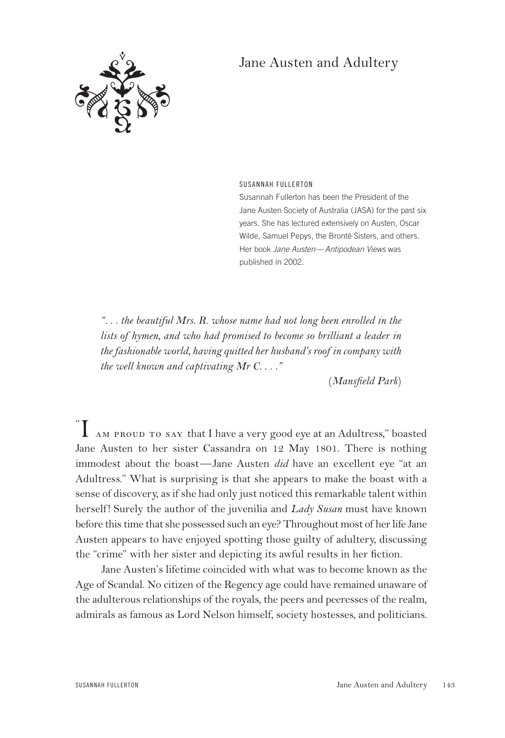# Jane Austen and Adultery

SUSANNAH FULLERTON

Susannah Fullerton has been the President of the Jane Austen Society of Australia (JASA) for the past six years. She has lectured extensively on Austen, Oscar Wilde, Samuel Pepys, the Brontë Sisters, and others. Her book *Jane Austen—Antipodean Views* was published in 2002.

> *". . . the beautiful Mrs. R. whose name had not long been enrolled in the lists of hymen, and who had promised to become so brilliant a leader in the fashionable world, having quitted her husband's roof in company with the well known and captivating Mr C. . . ."*
>
> (*Mansfield Park*)

"I AM PROUD TO SAY that I have a very good eye at an Adultress," boasted Jane Austen to her sister Cassandra on 12 May 1801. There is nothing immodest about the boast—Jane Austen *did* have an excellent eye "at an Adultress." What is surprising is that she appears to make the boast with a sense of discovery, as if she had only just noticed this remarkable talent within herself! Surely the author of the juvenilia and *Lady Susan* must have known before this time that she possessed such an eye? Throughout most of her life Jane Austen appears to have enjoyed spotting those guilty of adultery, discussing the "crime" with her sister and depicting its awful results in her fiction.

Jane Austen's lifetime coincided with what was to become known as the Age of Scandal. No citizen of the Regency age could have remained unaware of the adulterous relationships of the royals, the peers and peeresses of the realm, admirals as famous as Lord Nelson himself, society hostesses, and politicians.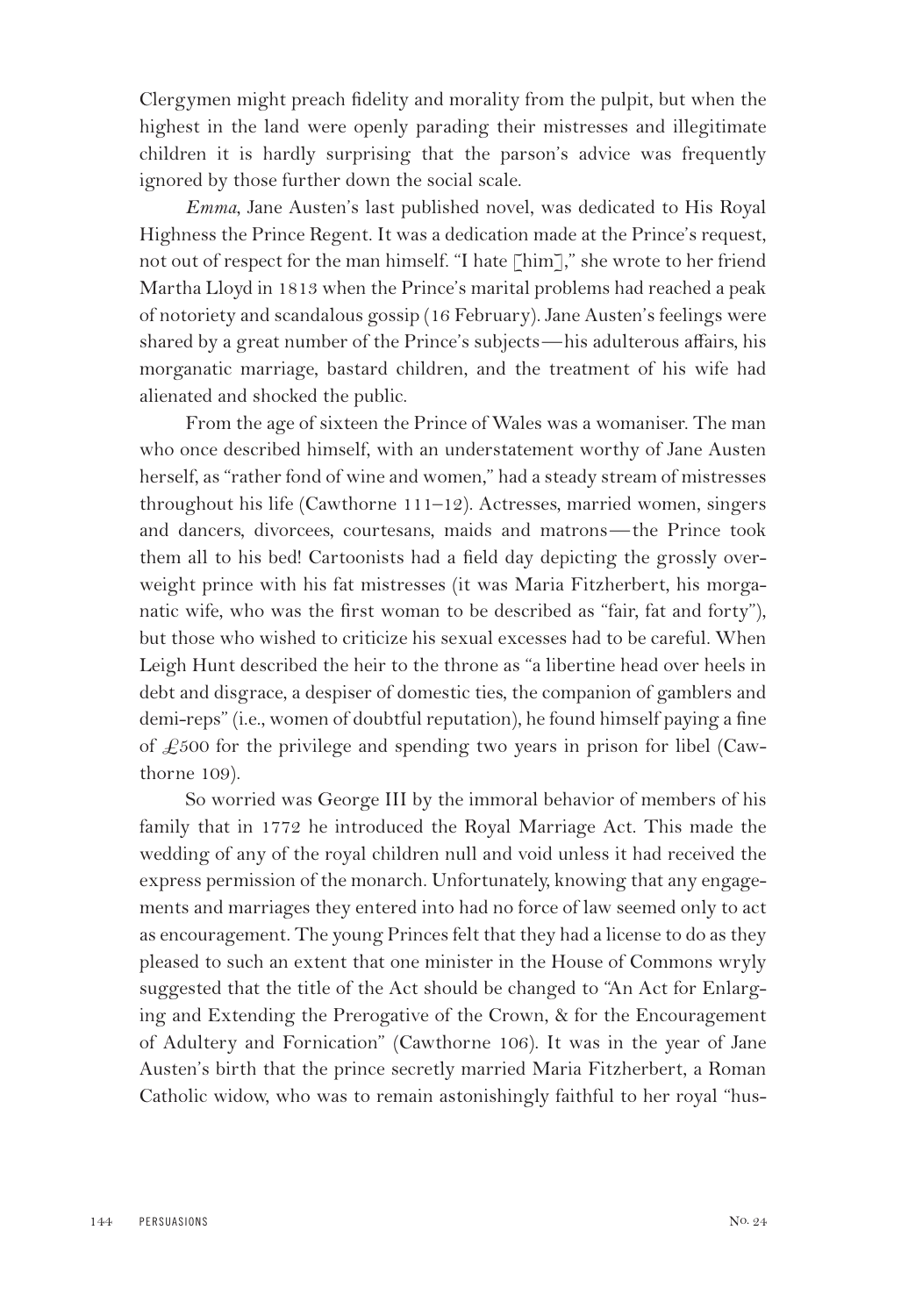Clergymen might preach fidelity and morality from the pulpit, but when the highest in the land were openly parading their mistresses and illegitimate children it is hardly surprising that the parson's advice was frequently ignored by those further down the social scale.

*Emma*, Jane Austen's last published novel, was dedicated to His Royal Highness the Prince Regent. It was a dedication made at the Prince's request, not out of respect for the man himself. "I hate [him]," she wrote to her friend Martha Lloyd in 1813 when the Prince's marital problems had reached a peak of notoriety and scandalous gossip (16 February). Jane Austen's feelings were shared by a great number of the Prince's subjects—his adulterous affairs, his morganatic marriage, bastard children, and the treatment of his wife had alienated and shocked the public.

From the age of sixteen the Prince of Wales was a womaniser. The man who once described himself, with an understatement worthy of Jane Austen herself, as "rather fond of wine and women," had a steady stream of mistresses throughout his life (Cawthorne 111–12). Actresses, married women, singers and dancers, divorcees, courtesans, maids and matrons—the Prince took them all to his bed! Cartoonists had a field day depicting the grossly overweight prince with his fat mistresses (it was Maria Fitzherbert, his morganatic wife, who was the first woman to be described as "fair, fat and forty"), but those who wished to criticize his sexual excesses had to be careful. When Leigh Hunt described the heir to the throne as "a libertine head over heels in debt and disgrace, a despiser of domestic ties, the companion of gamblers and demi-reps" (i.e., women of doubtful reputation), he found himself paying a fine of £500 for the privilege and spending two years in prison for libel (Cawthorne 109).

So worried was George III by the immoral behavior of members of his family that in 1772 he introduced the Royal Marriage Act. This made the wedding of any of the royal children null and void unless it had received the express permission of the monarch. Unfortunately, knowing that any engagements and marriages they entered into had no force of law seemed only to act as encouragement. The young Princes felt that they had a license to do as they pleased to such an extent that one minister in the House of Commons wryly suggested that the title of the Act should be changed to "An Act for Enlarging and Extending the Prerogative of the Crown, & for the Encouragement of Adultery and Fornication" (Cawthorne 106). It was in the year of Jane Austen's birth that the prince secretly married Maria Fitzherbert, a Roman Catholic widow, who was to remain astonishingly faithful to her royal "hus-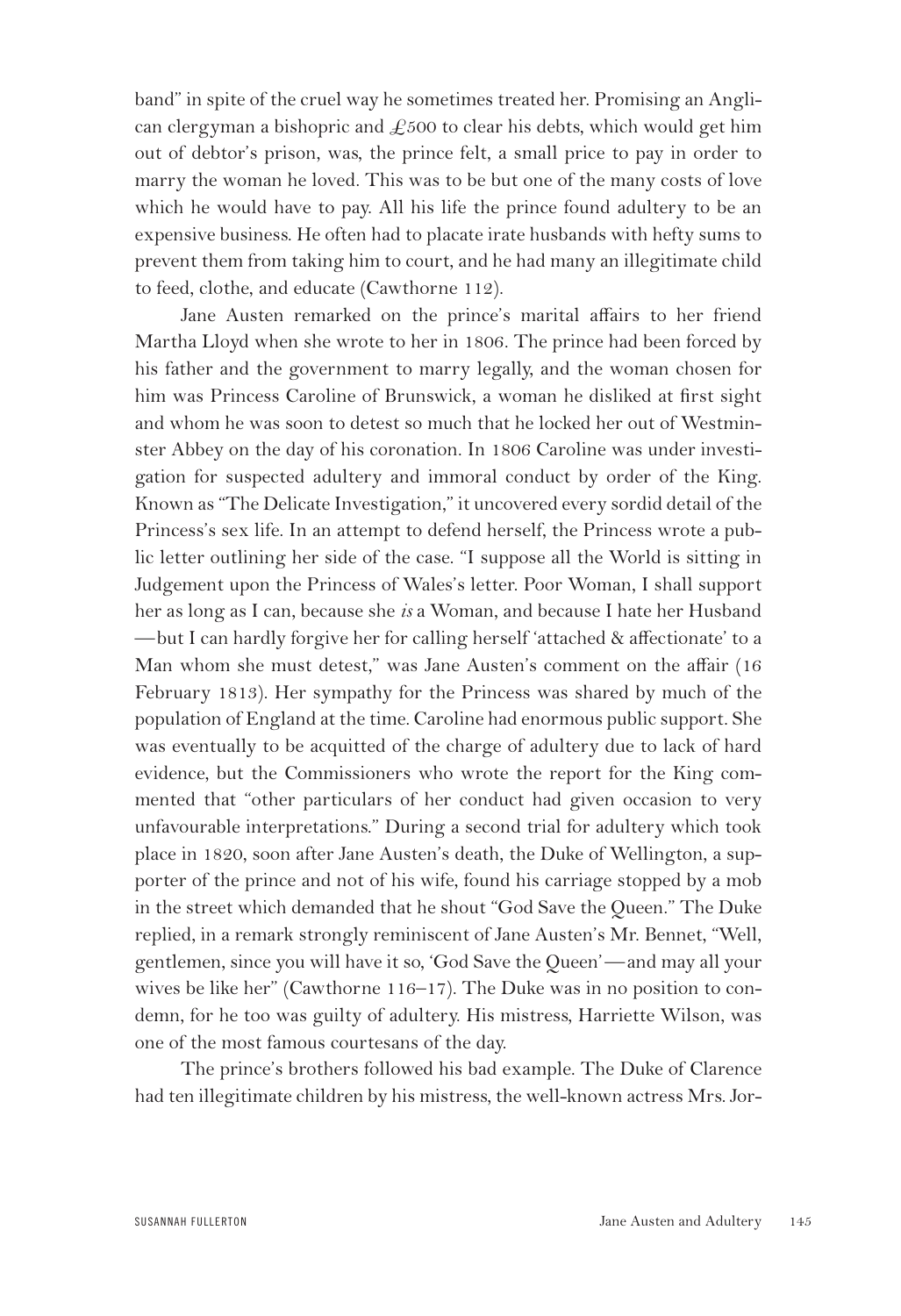band" in spite of the cruel way he sometimes treated her. Promising an Anglican clergyman a bishopric and £500 to clear his debts, which would get him out of debtor's prison, was, the prince felt, a small price to pay in order to marry the woman he loved. This was to be but one of the many costs of love which he would have to pay. All his life the prince found adultery to be an expensive business. He often had to placate irate husbands with hefty sums to prevent them from taking him to court, and he had many an illegitimate child to feed, clothe, and educate (Cawthorne 112).

Jane Austen remarked on the prince's marital affairs to her friend Martha Lloyd when she wrote to her in 1806. The prince had been forced by his father and the government to marry legally, and the woman chosen for him was Princess Caroline of Brunswick, a woman he disliked at first sight and whom he was soon to detest so much that he locked her out of Westminster Abbey on the day of his coronation. In 1806 Caroline was under investigation for suspected adultery and immoral conduct by order of the King. Known as "The Delicate Investigation," it uncovered every sordid detail of the Princess's sex life. In an attempt to defend herself, the Princess wrote a public letter outlining her side of the case. "I suppose all the World is sitting in Judgement upon the Princess of Wales's letter. Poor Woman, I shall support her as long as I can, because she *is* a Woman, and because I hate her Husband—but I can hardly forgive her for calling herself 'attached & affectionate' to a Man whom she must detest," was Jane Austen's comment on the affair (16 February 1813). Her sympathy for the Princess was shared by much of the population of England at the time. Caroline had enormous public support. She was eventually to be acquitted of the charge of adultery due to lack of hard evidence, but the Commissioners who wrote the report for the King commented that "other particulars of her conduct had given occasion to very unfavourable interpretations." During a second trial for adultery which took place in 1820, soon after Jane Austen's death, the Duke of Wellington, a supporter of the prince and not of his wife, found his carriage stopped by a mob in the street which demanded that he shout "God Save the Queen." The Duke replied, in a remark strongly reminiscent of Jane Austen's Mr. Bennet, "Well, gentlemen, since you will have it so, 'God Save the Queen'—and may all your wives be like her" (Cawthorne 116–17). The Duke was in no position to condemn, for he too was guilty of adultery. His mistress, Harriette Wilson, was one of the most famous courtesans of the day.

The prince's brothers followed his bad example. The Duke of Clarence had ten illegitimate children by his mistress, the well-known actress Mrs. Jor-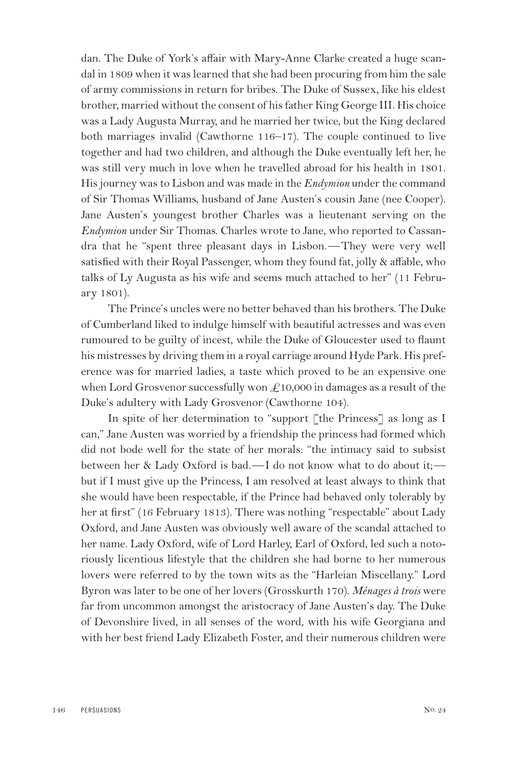dan. The Duke of York's affair with Mary-Anne Clarke created a huge scandal in 1809 when it was learned that she had been procuring from him the sale of army commissions in return for bribes. The Duke of Sussex, like his eldest brother, married without the consent of his father King George III. His choice was a Lady Augusta Murray, and he married her twice, but the King declared both marriages invalid (Cawthorne 116–17). The couple continued to live together and had two children, and although the Duke eventually left her, he was still very much in love when he travelled abroad for his health in 1801. His journey was to Lisbon and was made in the *Endymion* under the command of Sir Thomas Williams, husband of Jane Austen's cousin Jane (nee Cooper). Jane Austen's youngest brother Charles was a lieutenant serving on the *Endymion* under Sir Thomas. Charles wrote to Jane, who reported to Cassandra that he "spent three pleasant days in Lisbon.—They were very well satisfied with their Royal Passenger, whom they found fat, jolly & affable, who talks of Ly Augusta as his wife and seems much attached to her" (11 February 1801).

The Prince's uncles were no better behaved than his brothers. The Duke of Cumberland liked to indulge himself with beautiful actresses and was even rumoured to be guilty of incest, while the Duke of Gloucester used to flaunt his mistresses by driving them in a royal carriage around Hyde Park. His preference was for married ladies, a taste which proved to be an expensive one when Lord Grosvenor successfully won £10,000 in damages as a result of the Duke's adultery with Lady Grosvenor (Cawthorne 104).

In spite of her determination to "support [the Princess] as long as I can," Jane Austen was worried by a friendship the princess had formed which did not bode well for the state of her morals: "the intimacy said to subsist between her & Lady Oxford is bad.—I do not know what to do about it;—but if I must give up the Princess, I am resolved at least always to think that she would have been respectable, if the Prince had behaved only tolerably by her at first" (16 February 1813). There was nothing "respectable" about Lady Oxford, and Jane Austen was obviously well aware of the scandal attached to her name. Lady Oxford, wife of Lord Harley, Earl of Oxford, led such a notoriously licentious lifestyle that the children she had borne to her numerous lovers were referred to by the town wits as the "Harleian Miscellany." Lord Byron was later to be one of her lovers (Grosskurth 170). *Ménages à trois* were far from uncommon amongst the aristocracy of Jane Austen's day. The Duke of Devonshire lived, in all senses of the word, with his wife Georgiana and with her best friend Lady Elizabeth Foster, and their numerous children were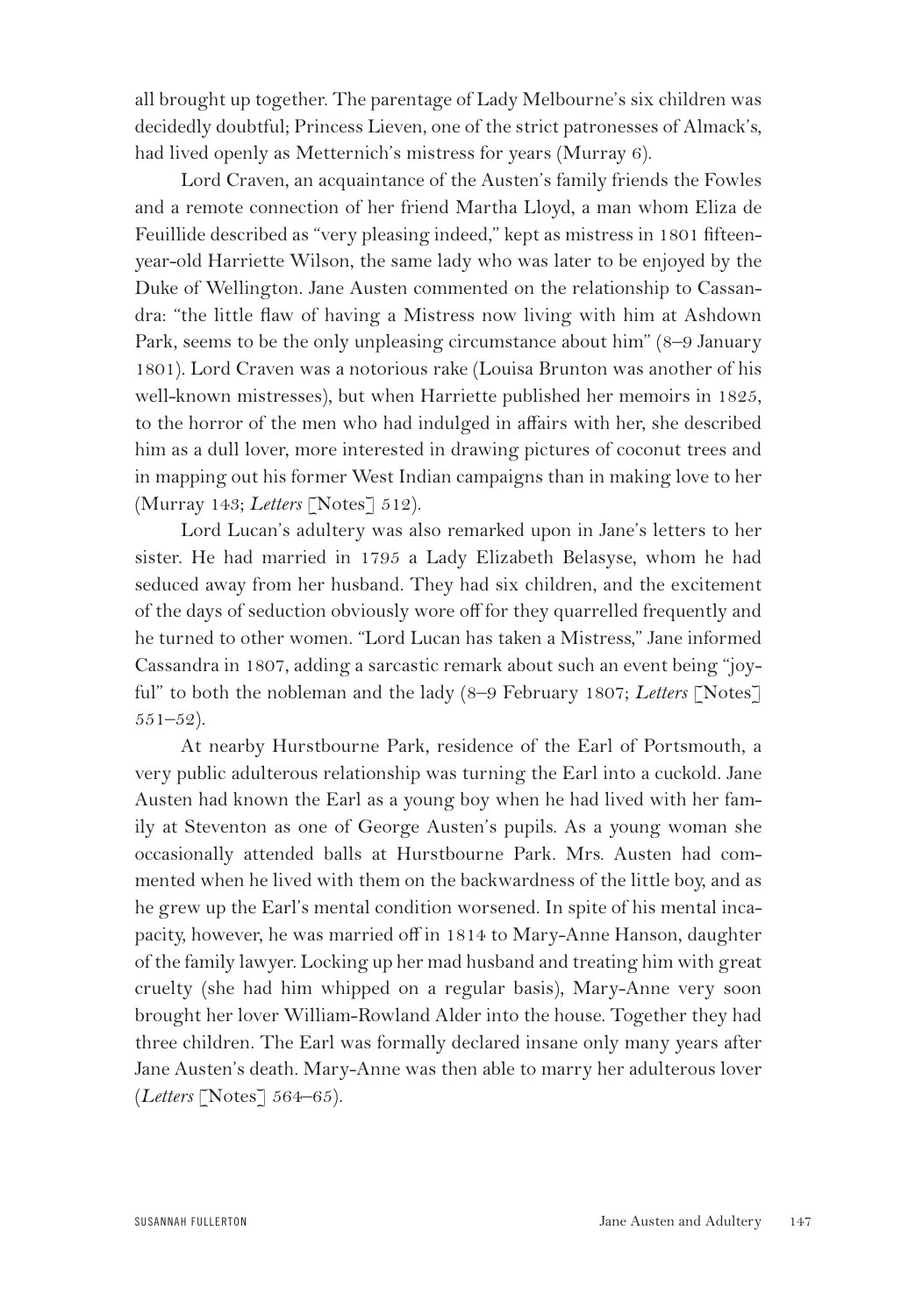all brought up together. The parentage of Lady Melbourne's six children was decidedly doubtful; Princess Lieven, one of the strict patronesses of Almack's, had lived openly as Metternich's mistress for years (Murray 6).

Lord Craven, an acquaintance of the Austen's family friends the Fowles and a remote connection of her friend Martha Lloyd, a man whom Eliza de Feuillide described as "very pleasing indeed," kept as mistress in 1801 fifteen-year-old Harriette Wilson, the same lady who was later to be enjoyed by the Duke of Wellington. Jane Austen commented on the relationship to Cassandra: "the little flaw of having a Mistress now living with him at Ashdown Park, seems to be the only unpleasing circumstance about him" (8–9 January 1801). Lord Craven was a notorious rake (Louisa Brunton was another of his well-known mistresses), but when Harriette published her memoirs in 1825, to the horror of the men who had indulged in affairs with her, she described him as a dull lover, more interested in drawing pictures of coconut trees and in mapping out his former West Indian campaigns than in making love to her (Murray 143; *Letters* [Notes] 512).

Lord Lucan's adultery was also remarked upon in Jane's letters to her sister. He had married in 1795 a Lady Elizabeth Belasyse, whom he had seduced away from her husband. They had six children, and the excitement of the days of seduction obviously wore off for they quarrelled frequently and he turned to other women. "Lord Lucan has taken a Mistress," Jane informed Cassandra in 1807, adding a sarcastic remark about such an event being "joyful" to both the nobleman and the lady (8–9 February 1807; *Letters* [Notes] 551–52).

At nearby Hurstbourne Park, residence of the Earl of Portsmouth, a very public adulterous relationship was turning the Earl into a cuckold. Jane Austen had known the Earl as a young boy when he had lived with her family at Steventon as one of George Austen's pupils. As a young woman she occasionally attended balls at Hurstbourne Park. Mrs. Austen had commented when he lived with them on the backwardness of the little boy, and as he grew up the Earl's mental condition worsened. In spite of his mental incapacity, however, he was married off in 1814 to Mary-Anne Hanson, daughter of the family lawyer. Locking up her mad husband and treating him with great cruelty (she had him whipped on a regular basis), Mary-Anne very soon brought her lover William-Rowland Alder into the house. Together they had three children. The Earl was formally declared insane only many years after Jane Austen's death. Mary-Anne was then able to marry her adulterous lover (*Letters* [Notes] 564–65).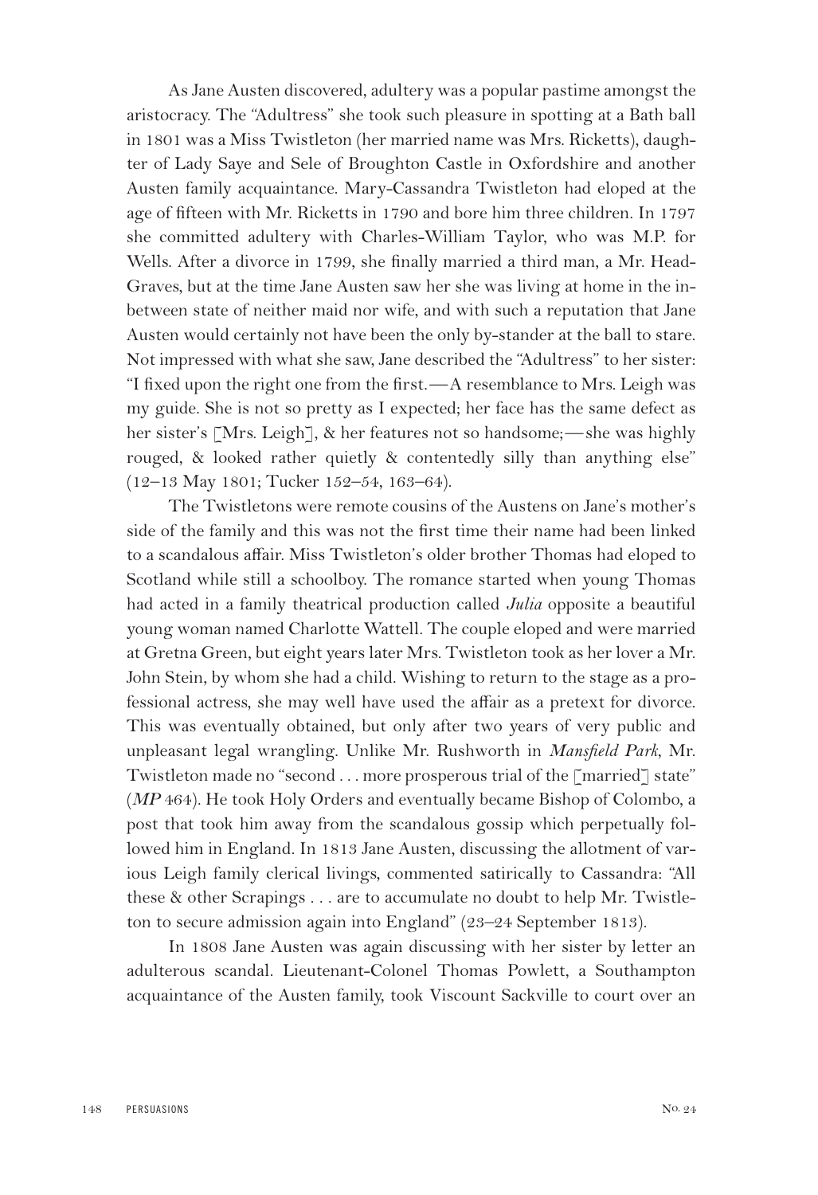As Jane Austen discovered, adultery was a popular pastime amongst the aristocracy. The "Adultress" she took such pleasure in spotting at a Bath ball in 1801 was a Miss Twistleton (her married name was Mrs. Ricketts), daughter of Lady Saye and Sele of Broughton Castle in Oxfordshire and another Austen family acquaintance. Mary-Cassandra Twistleton had eloped at the age of fifteen with Mr. Ricketts in 1790 and bore him three children. In 1797 she committed adultery with Charles-William Taylor, who was M.P. for Wells. After a divorce in 1799, she finally married a third man, a Mr. Head-Graves, but at the time Jane Austen saw her she was living at home in the in-between state of neither maid nor wife, and with such a reputation that Jane Austen would certainly not have been the only by-stander at the ball to stare. Not impressed with what she saw, Jane described the "Adultress" to her sister: "I fixed upon the right one from the first.—A resemblance to Mrs. Leigh was my guide. She is not so pretty as I expected; her face has the same defect as her sister's [Mrs. Leigh], & her features not so handsome;—she was highly rouged, & looked rather quietly & contentedly silly than anything else" (12–13 May 1801; Tucker 152–54, 163–64).

The Twistletons were remote cousins of the Austens on Jane's mother's side of the family and this was not the first time their name had been linked to a scandalous affair. Miss Twistleton's older brother Thomas had eloped to Scotland while still a schoolboy. The romance started when young Thomas had acted in a family theatrical production called *Julia* opposite a beautiful young woman named Charlotte Wattell. The couple eloped and were married at Gretna Green, but eight years later Mrs. Twistleton took as her lover a Mr. John Stein, by whom she had a child. Wishing to return to the stage as a professional actress, she may well have used the affair as a pretext for divorce. This was eventually obtained, but only after two years of very public and unpleasant legal wrangling. Unlike Mr. Rushworth in *Mansfield Park*, Mr. Twistleton made no "second . . . more prosperous trial of the [married] state" (*MP* 464). He took Holy Orders and eventually became Bishop of Colombo, a post that took him away from the scandalous gossip which perpetually followed him in England. In 1813 Jane Austen, discussing the allotment of various Leigh family clerical livings, commented satirically to Cassandra: "All these & other Scrapings . . . are to accumulate no doubt to help Mr. Twistleton to secure admission again into England" (23–24 September 1813).

In 1808 Jane Austen was again discussing with her sister by letter an adulterous scandal. Lieutenant-Colonel Thomas Powlett, a Southampton acquaintance of the Austen family, took Viscount Sackville to court over an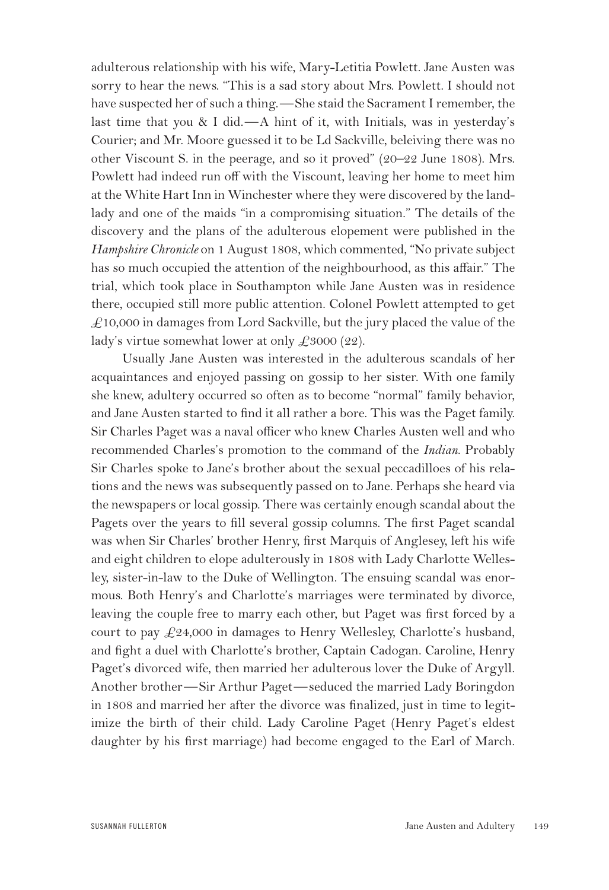adulterous relationship with his wife, Mary-Letitia Powlett. Jane Austen was sorry to hear the news. "This is a sad story about Mrs. Powlett. I should not have suspected her of such a thing.—She staid the Sacrament I remember, the last time that you & I did.—A hint of it, with Initials, was in yesterday's Courier; and Mr. Moore guessed it to be Ld Sackville, beleiving there was no other Viscount S. in the peerage, and so it proved" (20–22 June 1808). Mrs. Powlett had indeed run off with the Viscount, leaving her home to meet him at the White Hart Inn in Winchester where they were discovered by the landlady and one of the maids "in a compromising situation." The details of the discovery and the plans of the adulterous elopement were published in the *Hampshire Chronicle* on 1 August 1808, which commented, "No private subject has so much occupied the attention of the neighbourhood, as this affair." The trial, which took place in Southampton while Jane Austen was in residence there, occupied still more public attention. Colonel Powlett attempted to get £10,000 in damages from Lord Sackville, but the jury placed the value of the lady's virtue somewhat lower at only £3000 (22).

Usually Jane Austen was interested in the adulterous scandals of her acquaintances and enjoyed passing on gossip to her sister. With one family she knew, adultery occurred so often as to become "normal" family behavior, and Jane Austen started to find it all rather a bore. This was the Paget family. Sir Charles Paget was a naval officer who knew Charles Austen well and who recommended Charles's promotion to the command of the *Indian*. Probably Sir Charles spoke to Jane's brother about the sexual peccadilloes of his relations and the news was subsequently passed on to Jane. Perhaps she heard via the newspapers or local gossip. There was certainly enough scandal about the Pagets over the years to fill several gossip columns. The first Paget scandal was when Sir Charles' brother Henry, first Marquis of Anglesey, left his wife and eight children to elope adulterously in 1808 with Lady Charlotte Wellesley, sister-in-law to the Duke of Wellington. The ensuing scandal was enormous. Both Henry's and Charlotte's marriages were terminated by divorce, leaving the couple free to marry each other, but Paget was first forced by a court to pay £24,000 in damages to Henry Wellesley, Charlotte's husband, and fight a duel with Charlotte's brother, Captain Cadogan. Caroline, Henry Paget's divorced wife, then married her adulterous lover the Duke of Argyll. Another brother—Sir Arthur Paget—seduced the married Lady Boringdon in 1808 and married her after the divorce was finalized, just in time to legitimize the birth of their child. Lady Caroline Paget (Henry Paget's eldest daughter by his first marriage) had become engaged to the Earl of March.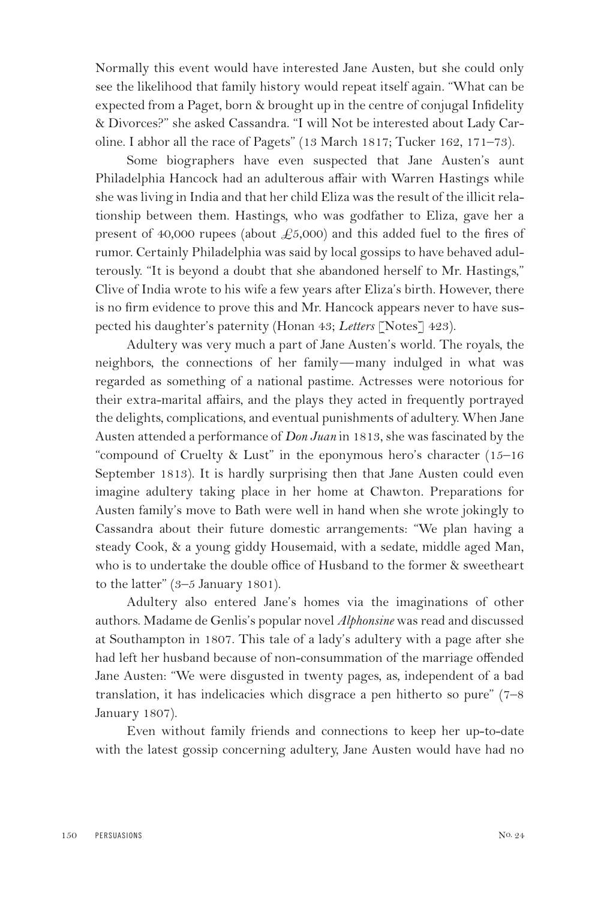Normally this event would have interested Jane Austen, but she could only see the likelihood that family history would repeat itself again. "What can be expected from a Paget, born & brought up in the centre of conjugal Infidelity & Divorces?" she asked Cassandra. "I will Not be interested about Lady Caroline. I abhor all the race of Pagets" (13 March 1817; Tucker 162, 171–73).

Some biographers have even suspected that Jane Austen's aunt Philadelphia Hancock had an adulterous affair with Warren Hastings while she was living in India and that her child Eliza was the result of the illicit relationship between them. Hastings, who was godfather to Eliza, gave her a present of 40,000 rupees (about £5,000) and this added fuel to the fires of rumor. Certainly Philadelphia was said by local gossips to have behaved adulterously. "It is beyond a doubt that she abandoned herself to Mr. Hastings," Clive of India wrote to his wife a few years after Eliza's birth. However, there is no firm evidence to prove this and Mr. Hancock appears never to have suspected his daughter's paternity (Honan 43; *Letters* [Notes] 423).

Adultery was very much a part of Jane Austen's world. The royals, the neighbors, the connections of her family—many indulged in what was regarded as something of a national pastime. Actresses were notorious for their extra-marital affairs, and the plays they acted in frequently portrayed the delights, complications, and eventual punishments of adultery. When Jane Austen attended a performance of *Don Juan* in 1813, she was fascinated by the "compound of Cruelty & Lust" in the eponymous hero's character (15–16 September 1813). It is hardly surprising then that Jane Austen could even imagine adultery taking place in her home at Chawton. Preparations for Austen family's move to Bath were well in hand when she wrote jokingly to Cassandra about their future domestic arrangements: "We plan having a steady Cook, & a young giddy Housemaid, with a sedate, middle aged Man, who is to undertake the double office of Husband to the former & sweetheart to the latter" (3–5 January 1801).

Adultery also entered Jane's homes via the imaginations of other authors. Madame de Genlis's popular novel *Alphonsine* was read and discussed at Southampton in 1807. This tale of a lady's adultery with a page after she had left her husband because of non-consummation of the marriage offended Jane Austen: "We were disgusted in twenty pages, as, independent of a bad translation, it has indelicacies which disgrace a pen hitherto so pure" (7–8 January 1807).

Even without family friends and connections to keep her up-to-date with the latest gossip concerning adultery, Jane Austen would have had no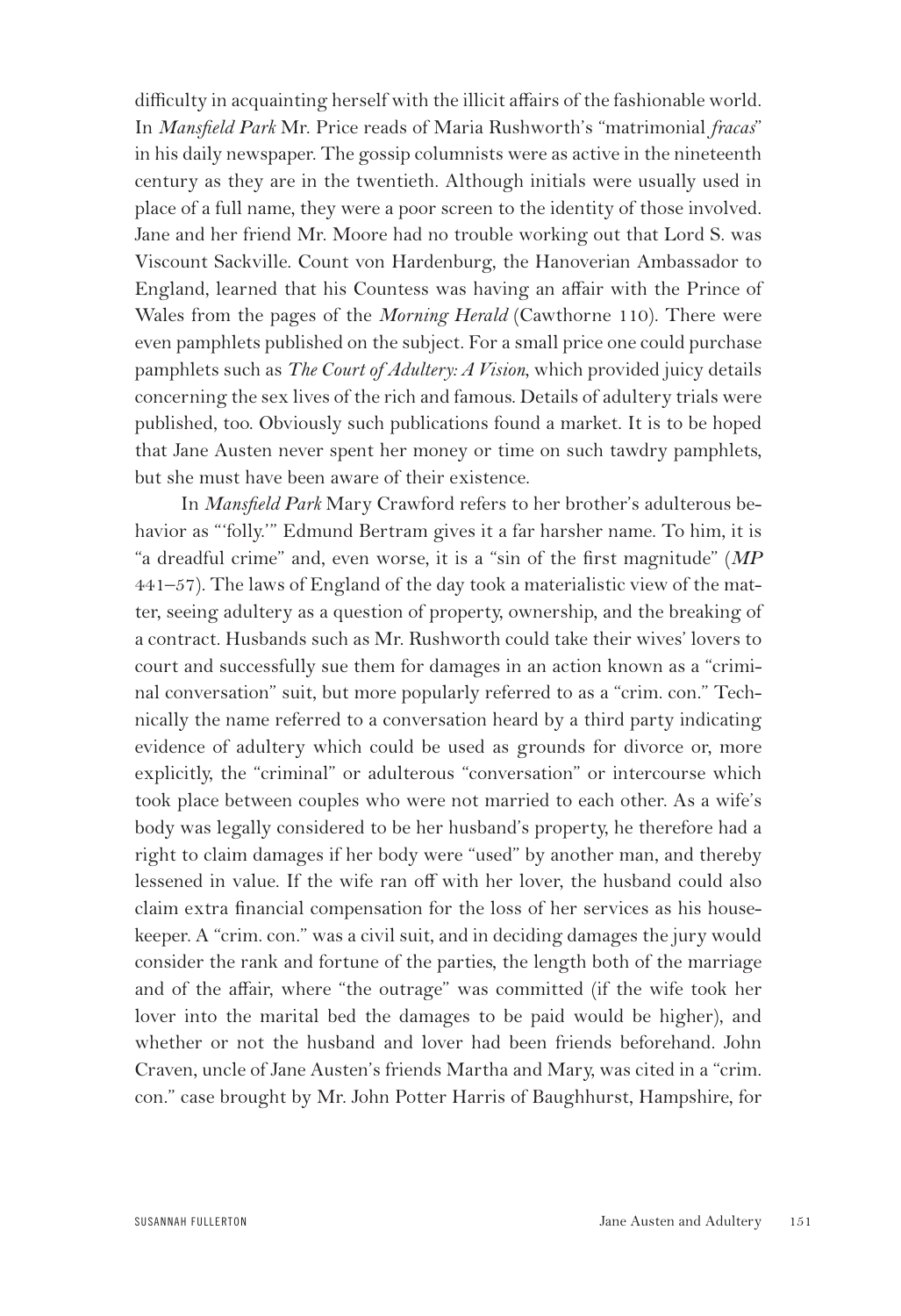difficulty in acquainting herself with the illicit affairs of the fashionable world. In *Mansfield Park* Mr. Price reads of Maria Rushworth's "matrimonial *fracas*" in his daily newspaper. The gossip columnists were as active in the nineteenth century as they are in the twentieth. Although initials were usually used in place of a full name, they were a poor screen to the identity of those involved. Jane and her friend Mr. Moore had no trouble working out that Lord S. was Viscount Sackville. Count von Hardenburg, the Hanoverian Ambassador to England, learned that his Countess was having an affair with the Prince of Wales from the pages of the *Morning Herald* (Cawthorne 110). There were even pamphlets published on the subject. For a small price one could purchase pamphlets such as *The Court of Adultery: A Vision*, which provided juicy details concerning the sex lives of the rich and famous. Details of adultery trials were published, too. Obviously such publications found a market. It is to be hoped that Jane Austen never spent her money or time on such tawdry pamphlets, but she must have been aware of their existence.

In *Mansfield Park* Mary Crawford refers to her brother's adulterous behavior as "'folly.'" Edmund Bertram gives it a far harsher name. To him, it is "a dreadful crime" and, even worse, it is a "sin of the first magnitude" (*MP* 441–57). The laws of England of the day took a materialistic view of the matter, seeing adultery as a question of property, ownership, and the breaking of a contract. Husbands such as Mr. Rushworth could take their wives' lovers to court and successfully sue them for damages in an action known as a "criminal conversation" suit, but more popularly referred to as a "crim. con." Technically the name referred to a conversation heard by a third party indicating evidence of adultery which could be used as grounds for divorce or, more explicitly, the "criminal" or adulterous "conversation" or intercourse which took place between couples who were not married to each other. As a wife's body was legally considered to be her husband's property, he therefore had a right to claim damages if her body were "used" by another man, and thereby lessened in value. If the wife ran off with her lover, the husband could also claim extra financial compensation for the loss of her services as his housekeeper. A "crim. con." was a civil suit, and in deciding damages the jury would consider the rank and fortune of the parties, the length both of the marriage and of the affair, where "the outrage" was committed (if the wife took her lover into the marital bed the damages to be paid would be higher), and whether or not the husband and lover had been friends beforehand. John Craven, uncle of Jane Austen's friends Martha and Mary, was cited in a "crim. con." case brought by Mr. John Potter Harris of Baughhurst, Hampshire, for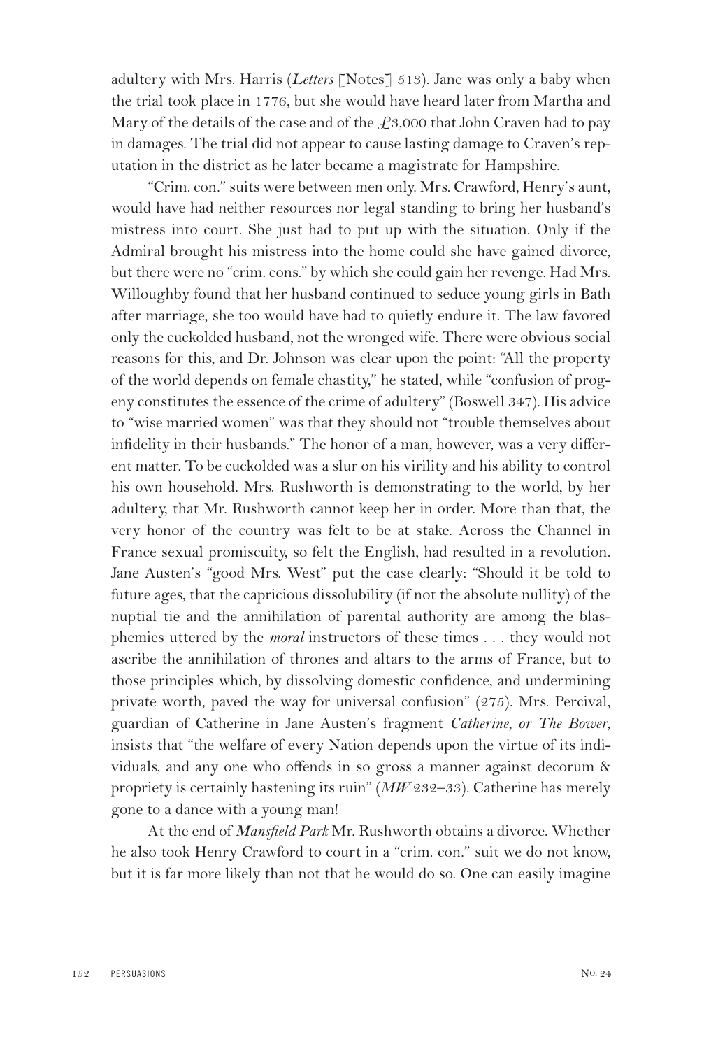adultery with Mrs. Harris (*Letters* [Notes] 513). Jane was only a baby when the trial took place in 1776, but she would have heard later from Martha and Mary of the details of the case and of the £3,000 that John Craven had to pay in damages. The trial did not appear to cause lasting damage to Craven's reputation in the district as he later became a magistrate for Hampshire.

"Crim. con." suits were between men only. Mrs. Crawford, Henry's aunt, would have had neither resources nor legal standing to bring her husband's mistress into court. She just had to put up with the situation. Only if the Admiral brought his mistress into the home could she have gained divorce, but there were no "crim. cons." by which she could gain her revenge. Had Mrs. Willoughby found that her husband continued to seduce young girls in Bath after marriage, she too would have had to quietly endure it. The law favored only the cuckolded husband, not the wronged wife. There were obvious social reasons for this, and Dr. Johnson was clear upon the point: "All the property of the world depends on female chastity," he stated, while "confusion of progeny constitutes the essence of the crime of adultery" (Boswell 347). His advice to "wise married women" was that they should not "trouble themselves about infidelity in their husbands." The honor of a man, however, was a very different matter. To be cuckolded was a slur on his virility and his ability to control his own household. Mrs. Rushworth is demonstrating to the world, by her adultery, that Mr. Rushworth cannot keep her in order. More than that, the very honor of the country was felt to be at stake. Across the Channel in France sexual promiscuity, so felt the English, had resulted in a revolution. Jane Austen's "good Mrs. West" put the case clearly: "Should it be told to future ages, that the capricious dissolubility (if not the absolute nullity) of the nuptial tie and the annihilation of parental authority are among the blasphemies uttered by the *moral* instructors of these times . . . they would not ascribe the annihilation of thrones and altars to the arms of France, but to those principles which, by dissolving domestic confidence, and undermining private worth, paved the way for universal confusion" (275). Mrs. Percival, guardian of Catherine in Jane Austen's fragment *Catherine, or The Bower*, insists that "the welfare of every Nation depends upon the virtue of its individuals, and any one who offends in so gross a manner against decorum & propriety is certainly hastening its ruin" (*MW* 232–33). Catherine has merely gone to a dance with a young man!

At the end of *Mansfield Park* Mr. Rushworth obtains a divorce. Whether he also took Henry Crawford to court in a "crim. con." suit we do not know, but it is far more likely than not that he would do so. One can easily imagine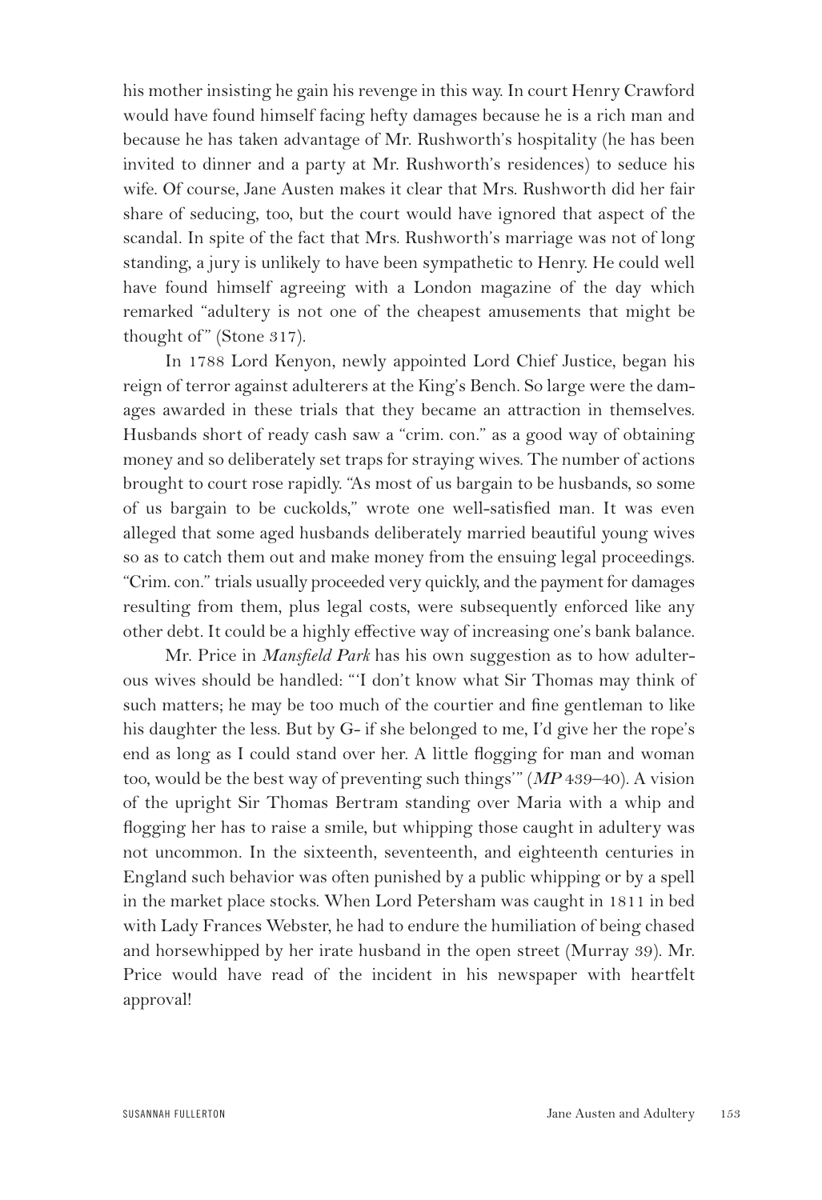his mother insisting he gain his revenge in this way. In court Henry Crawford would have found himself facing hefty damages because he is a rich man and because he has taken advantage of Mr. Rushworth's hospitality (he has been invited to dinner and a party at Mr. Rushworth's residences) to seduce his wife. Of course, Jane Austen makes it clear that Mrs. Rushworth did her fair share of seducing, too, but the court would have ignored that aspect of the scandal. In spite of the fact that Mrs. Rushworth's marriage was not of long standing, a jury is unlikely to have been sympathetic to Henry. He could well have found himself agreeing with a London magazine of the day which remarked "adultery is not one of the cheapest amusements that might be thought of" (Stone 317).

In 1788 Lord Kenyon, newly appointed Lord Chief Justice, began his reign of terror against adulterers at the King's Bench. So large were the damages awarded in these trials that they became an attraction in themselves. Husbands short of ready cash saw a "crim. con." as a good way of obtaining money and so deliberately set traps for straying wives. The number of actions brought to court rose rapidly. "As most of us bargain to be husbands, so some of us bargain to be cuckolds," wrote one well-satisfied man. It was even alleged that some aged husbands deliberately married beautiful young wives so as to catch them out and make money from the ensuing legal proceedings. "Crim. con." trials usually proceeded very quickly, and the payment for damages resulting from them, plus legal costs, were subsequently enforced like any other debt. It could be a highly effective way of increasing one's bank balance.

Mr. Price in *Mansfield Park* has his own suggestion as to how adulterous wives should be handled: "'I don't know what Sir Thomas may think of such matters; he may be too much of the courtier and fine gentleman to like his daughter the less. But by G- if she belonged to me, I'd give her the rope's end as long as I could stand over her. A little flogging for man and woman too, would be the best way of preventing such things'" (***MP*** 439–40). A vision of the upright Sir Thomas Bertram standing over Maria with a whip and flogging her has to raise a smile, but whipping those caught in adultery was not uncommon. In the sixteenth, seventeenth, and eighteenth centuries in England such behavior was often punished by a public whipping or by a spell in the market place stocks. When Lord Petersham was caught in 1811 in bed with Lady Frances Webster, he had to endure the humiliation of being chased and horsewhipped by her irate husband in the open street (Murray 39). Mr. Price would have read of the incident in his newspaper with heartfelt approval!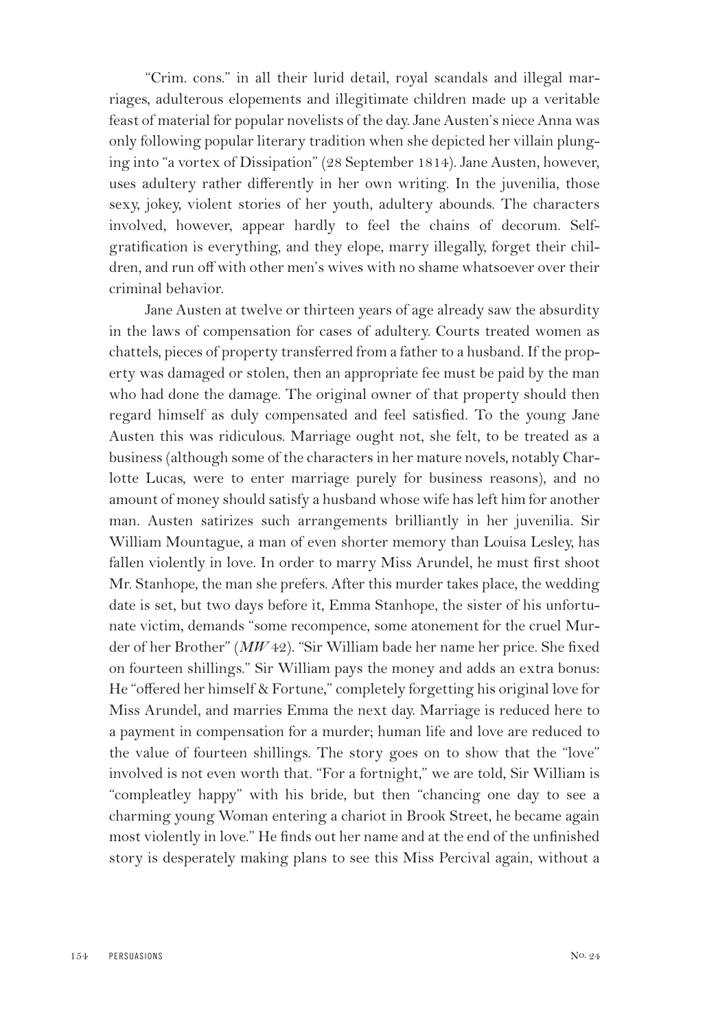"Crim. cons." in all their lurid detail, royal scandals and illegal marriages, adulterous elopements and illegitimate children made up a veritable feast of material for popular novelists of the day. Jane Austen's niece Anna was only following popular literary tradition when she depicted her villain plunging into "a vortex of Dissipation" (28 September 1814). Jane Austen, however, uses adultery rather differently in her own writing. In the juvenilia, those sexy, jokey, violent stories of her youth, adultery abounds. The characters involved, however, appear hardly to feel the chains of decorum. Self-gratification is everything, and they elope, marry illegally, forget their children, and run off with other men's wives with no shame whatsoever over their criminal behavior.

Jane Austen at twelve or thirteen years of age already saw the absurdity in the laws of compensation for cases of adultery. Courts treated women as chattels, pieces of property transferred from a father to a husband. If the property was damaged or stolen, then an appropriate fee must be paid by the man who had done the damage. The original owner of that property should then regard himself as duly compensated and feel satisfied. To the young Jane Austen this was ridiculous. Marriage ought not, she felt, to be treated as a business (although some of the characters in her mature novels, notably Charlotte Lucas, were to enter marriage purely for business reasons), and no amount of money should satisfy a husband whose wife has left him for another man. Austen satirizes such arrangements brilliantly in her juvenilia. Sir William Mountague, a man of even shorter memory than Louisa Lesley, has fallen violently in love. In order to marry Miss Arundel, he must first shoot Mr. Stanhope, the man she prefers. After this murder takes place, the wedding date is set, but two days before it, Emma Stanhope, the sister of his unfortunate victim, demands "some recompence, some atonement for the cruel Murder of her Brother" (*MW* 42). "Sir William bade her name her price. She fixed on fourteen shillings." Sir William pays the money and adds an extra bonus: He "offered her himself & Fortune," completely forgetting his original love for Miss Arundel, and marries Emma the next day. Marriage is reduced here to a payment in compensation for a murder; human life and love are reduced to the value of fourteen shillings. The story goes on to show that the "love" involved is not even worth that. "For a fortnight," we are told, Sir William is "compleatley happy" with his bride, but then "chancing one day to see a charming young Woman entering a chariot in Brook Street, he became again most violently in love." He finds out her name and at the end of the unfinished story is desperately making plans to see this Miss Percival again, without a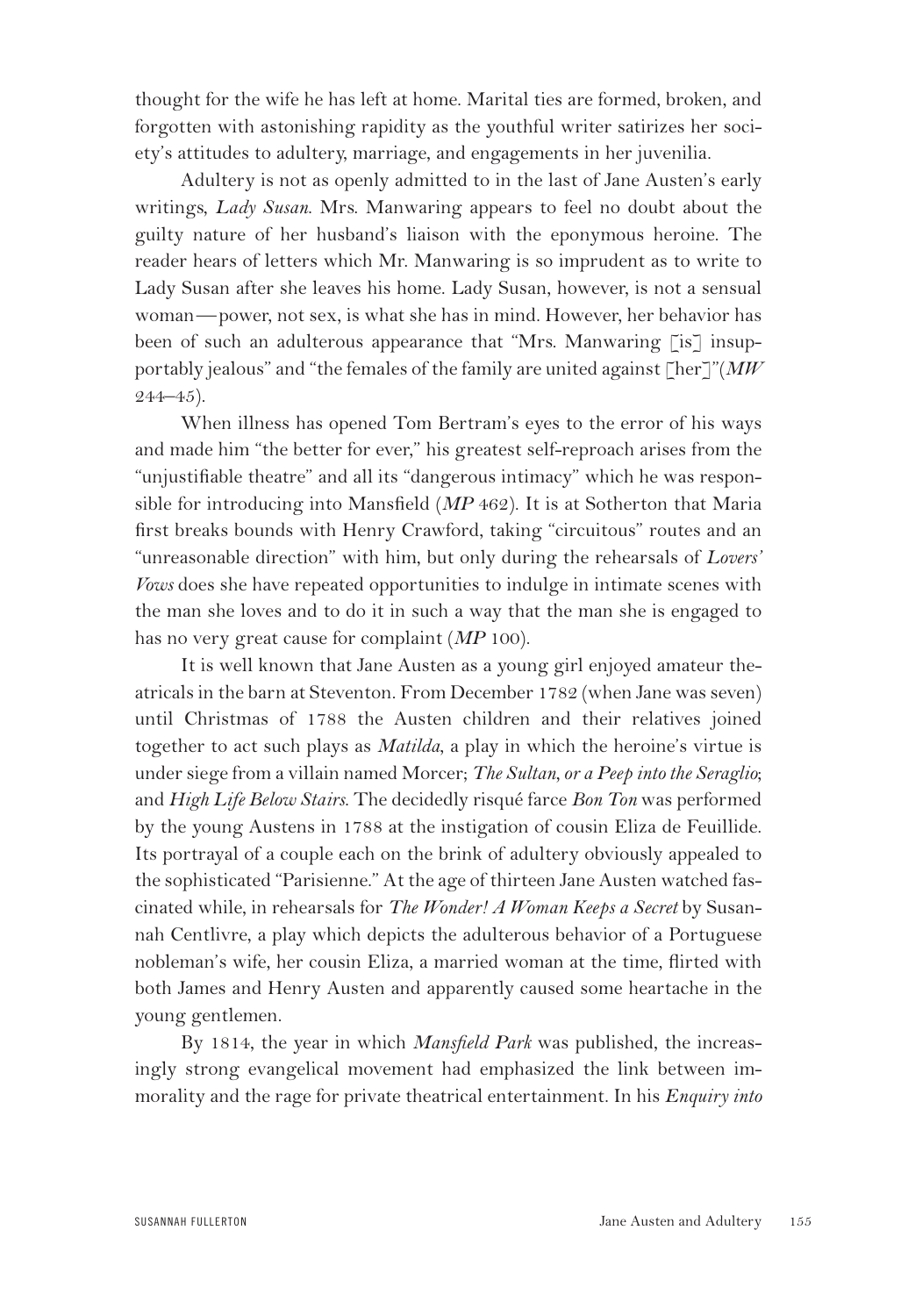thought for the wife he has left at home. Marital ties are formed, broken, and forgotten with astonishing rapidity as the youthful writer satirizes her society's attitudes to adultery, marriage, and engagements in her juvenilia.

Adultery is not as openly admitted to in the last of Jane Austen's early writings, *Lady Susan*. Mrs. Manwaring appears to feel no doubt about the guilty nature of her husband's liaison with the eponymous heroine. The reader hears of letters which Mr. Manwaring is so imprudent as to write to Lady Susan after she leaves his home. Lady Susan, however, is not a sensual woman—power, not sex, is what she has in mind. However, her behavior has been of such an adulterous appearance that "Mrs. Manwaring [is] insupportably jealous" and "the females of the family are united against [her]"(*MW* 244–45).

When illness has opened Tom Bertram's eyes to the error of his ways and made him "the better for ever," his greatest self-reproach arises from the "unjustifiable theatre" and all its "dangerous intimacy" which he was responsible for introducing into Mansfield (*MP* 462). It is at Sotherton that Maria first breaks bounds with Henry Crawford, taking "circuitous" routes and an "unreasonable direction" with him, but only during the rehearsals of *Lovers' Vows* does she have repeated opportunities to indulge in intimate scenes with the man she loves and to do it in such a way that the man she is engaged to has no very great cause for complaint (*MP* 100).

It is well known that Jane Austen as a young girl enjoyed amateur theatricals in the barn at Steventon. From December 1782 (when Jane was seven) until Christmas of 1788 the Austen children and their relatives joined together to act such plays as *Matilda*, a play in which the heroine's virtue is under siege from a villain named Morcer; *The Sultan, or a Peep into the Seraglio*; and *High Life Below Stairs*. The decidedly risqué farce *Bon Ton* was performed by the young Austens in 1788 at the instigation of cousin Eliza de Feuillide. Its portrayal of a couple each on the brink of adultery obviously appealed to the sophisticated "Parisienne." At the age of thirteen Jane Austen watched fascinated while, in rehearsals for *The Wonder! A Woman Keeps a Secret* by Susannah Centlivre, a play which depicts the adulterous behavior of a Portuguese nobleman's wife, her cousin Eliza, a married woman at the time, flirted with both James and Henry Austen and apparently caused some heartache in the young gentlemen.

By 1814, the year in which *Mansfield Park* was published, the increasingly strong evangelical movement had emphasized the link between immorality and the rage for private theatrical entertainment. In his *Enquiry into*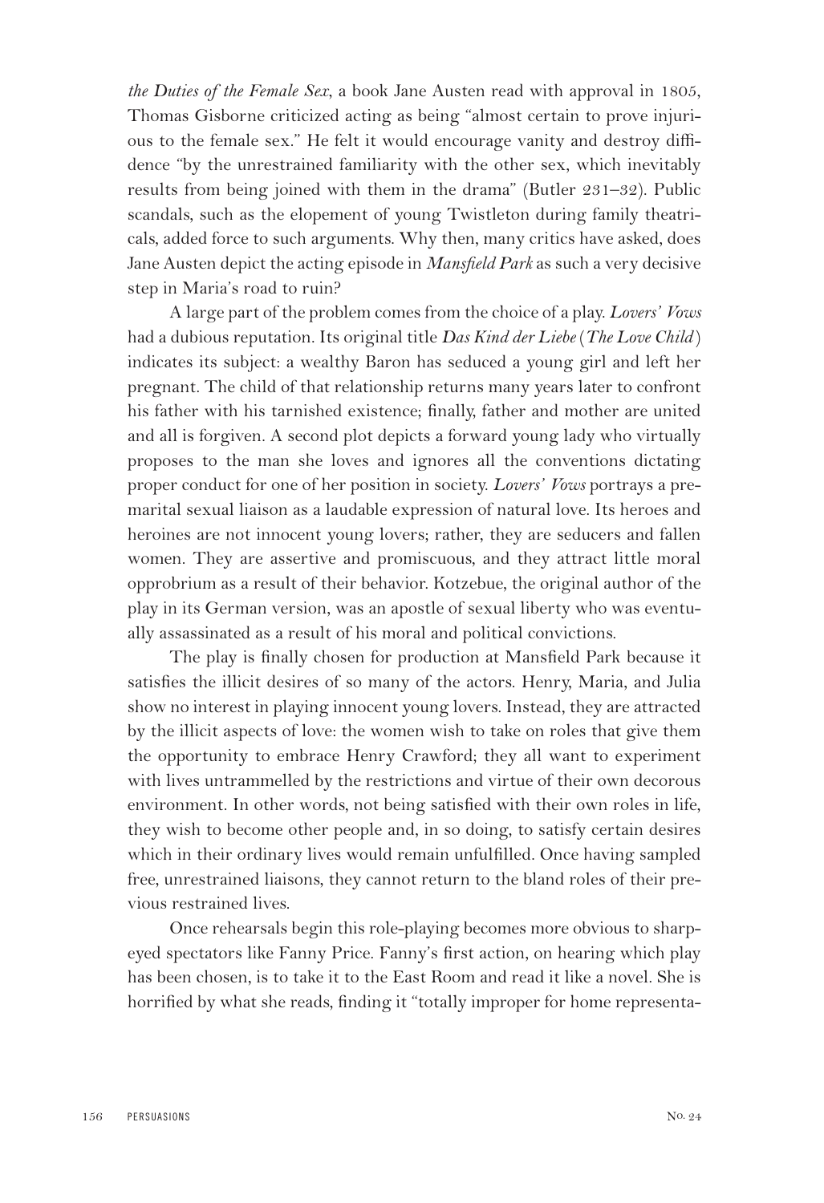*the Duties of the Female Sex*, a book Jane Austen read with approval in 1805, Thomas Gisborne criticized acting as being "almost certain to prove injurious to the female sex." He felt it would encourage vanity and destroy diffidence "by the unrestrained familiarity with the other sex, which inevitably results from being joined with them in the drama" (Butler 231–32). Public scandals, such as the elopement of young Twistleton during family theatricals, added force to such arguments. Why then, many critics have asked, does Jane Austen depict the acting episode in *Mansfield Park* as such a very decisive step in Maria's road to ruin?

A large part of the problem comes from the choice of a play. *Lovers' Vows* had a dubious reputation. Its original title *Das Kind der Liebe* (*The Love Child*) indicates its subject: a wealthy Baron has seduced a young girl and left her pregnant. The child of that relationship returns many years later to confront his father with his tarnished existence; finally, father and mother are united and all is forgiven. A second plot depicts a forward young lady who virtually proposes to the man she loves and ignores all the conventions dictating proper conduct for one of her position in society. *Lovers' Vows* portrays a premarital sexual liaison as a laudable expression of natural love. Its heroes and heroines are not innocent young lovers; rather, they are seducers and fallen women. They are assertive and promiscuous, and they attract little moral opprobrium as a result of their behavior. Kotzebue, the original author of the play in its German version, was an apostle of sexual liberty who was eventually assassinated as a result of his moral and political convictions.

The play is finally chosen for production at Mansfield Park because it satisfies the illicit desires of so many of the actors. Henry, Maria, and Julia show no interest in playing innocent young lovers. Instead, they are attracted by the illicit aspects of love: the women wish to take on roles that give them the opportunity to embrace Henry Crawford; they all want to experiment with lives untrammelled by the restrictions and virtue of their own decorous environment. In other words, not being satisfied with their own roles in life, they wish to become other people and, in so doing, to satisfy certain desires which in their ordinary lives would remain unfulfilled. Once having sampled free, unrestrained liaisons, they cannot return to the bland roles of their previous restrained lives.

Once rehearsals begin this role-playing becomes more obvious to sharp-eyed spectators like Fanny Price. Fanny's first action, on hearing which play has been chosen, is to take it to the East Room and read it like a novel. She is horrified by what she reads, finding it "totally improper for home representa-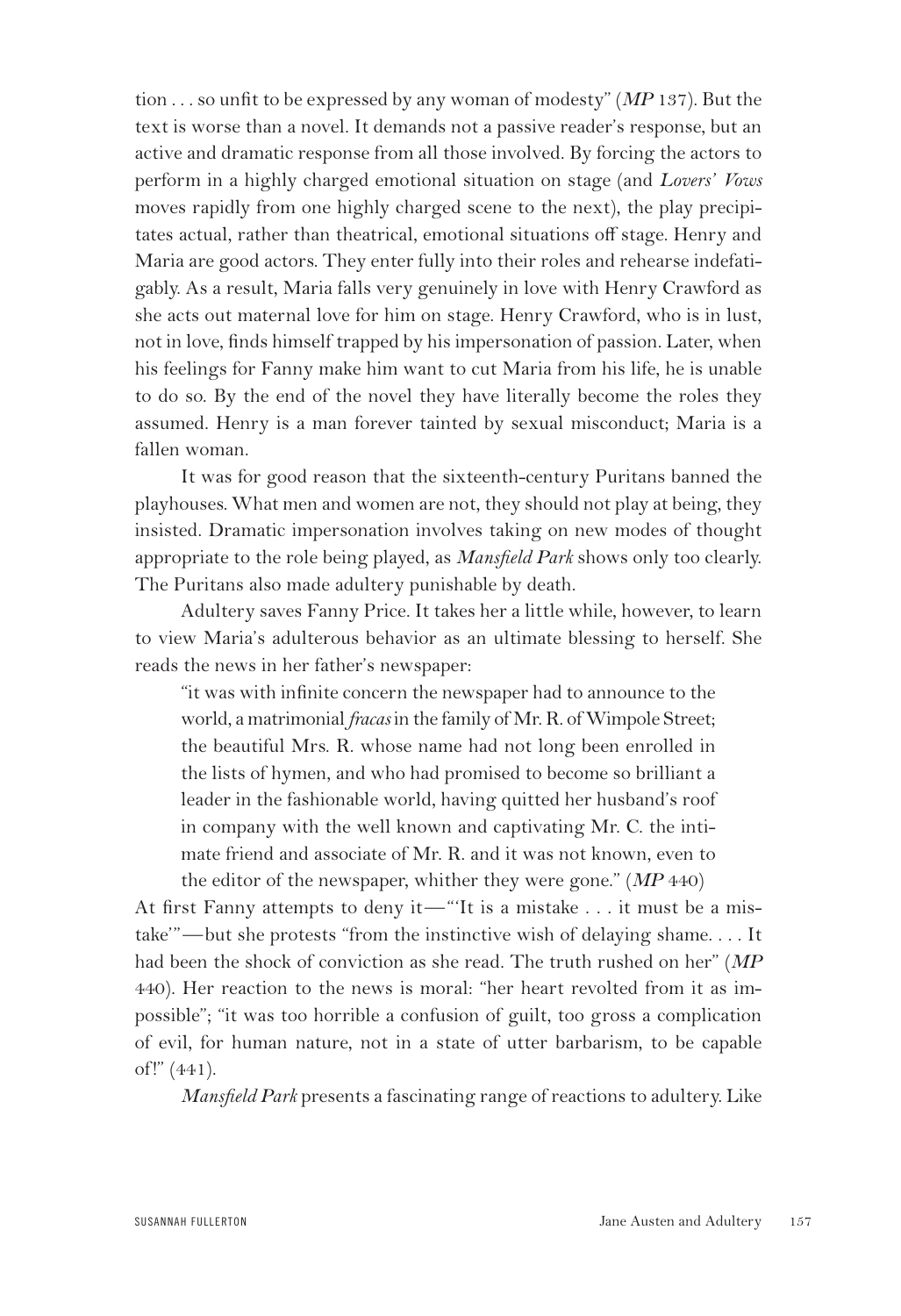tion . . . so unfit to be expressed by any woman of modesty" (*MP* 137). But the text is worse than a novel. It demands not a passive reader's response, but an active and dramatic response from all those involved. By forcing the actors to perform in a highly charged emotional situation on stage (and *Lovers' Vows* moves rapidly from one highly charged scene to the next), the play precipitates actual, rather than theatrical, emotional situations off stage. Henry and Maria are good actors. They enter fully into their roles and rehearse indefatigably. As a result, Maria falls very genuinely in love with Henry Crawford as she acts out maternal love for him on stage. Henry Crawford, who is in lust, not in love, finds himself trapped by his impersonation of passion. Later, when his feelings for Fanny make him want to cut Maria from his life, he is unable to do so. By the end of the novel they have literally become the roles they assumed. Henry is a man forever tainted by sexual misconduct; Maria is a fallen woman.

It was for good reason that the sixteenth-century Puritans banned the playhouses. What men and women are not, they should not play at being, they insisted. Dramatic impersonation involves taking on new modes of thought appropriate to the role being played, as *Mansfield Park* shows only too clearly. The Puritans also made adultery punishable by death.

Adultery saves Fanny Price. It takes her a little while, however, to learn to view Maria's adulterous behavior as an ultimate blessing to herself. She reads the news in her father's newspaper:

> "it was with infinite concern the newspaper had to announce to the world, a matrimonial *fracas* in the family of Mr. R. of Wimpole Street; the beautiful Mrs. R. whose name had not long been enrolled in the lists of hymen, and who had promised to become so brilliant a leader in the fashionable world, having quitted her husband's roof in company with the well known and captivating Mr. C. the intimate friend and associate of Mr. R. and it was not known, even to the editor of the newspaper, whither they were gone." (*MP* 440)

At first Fanny attempts to deny it—"'It is a mistake . . . it must be a mistake'"—but she protests "from the instinctive wish of delaying shame. . . . It had been the shock of conviction as she read. The truth rushed on her" (*MP* 440). Her reaction to the news is moral: "her heart revolted from it as impossible"; "it was too horrible a confusion of guilt, too gross a complication of evil, for human nature, not in a state of utter barbarism, to be capable of!" (441).

*Mansfield Park* presents a fascinating range of reactions to adultery. Like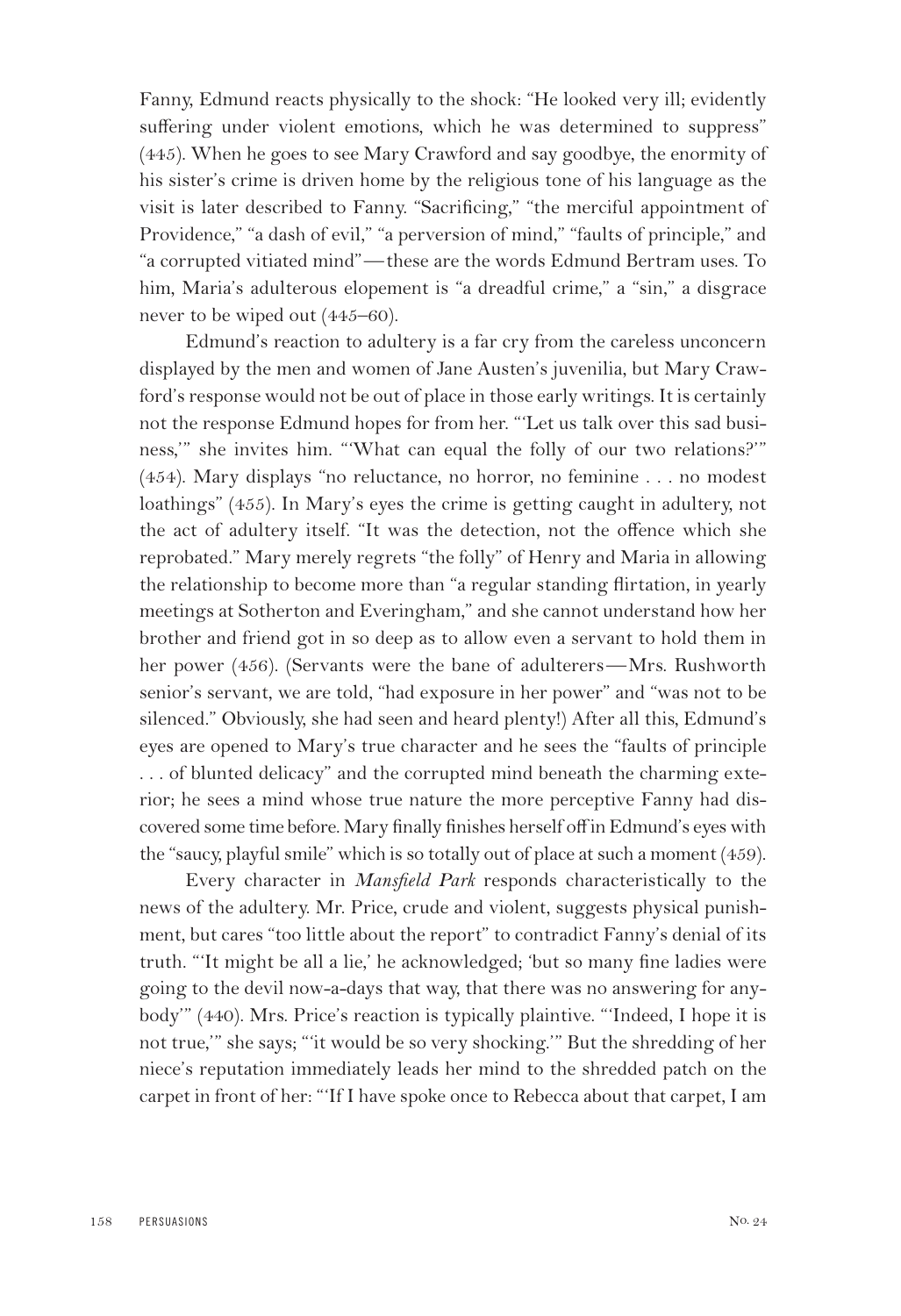Fanny, Edmund reacts physically to the shock: "He looked very ill; evidently suffering under violent emotions, which he was determined to suppress" (445). When he goes to see Mary Crawford and say goodbye, the enormity of his sister's crime is driven home by the religious tone of his language as the visit is later described to Fanny. "Sacrificing," "the merciful appointment of Providence," "a dash of evil," "a perversion of mind," "faults of principle," and "a corrupted vitiated mind"—these are the words Edmund Bertram uses. To him, Maria's adulterous elopement is "a dreadful crime," a "sin," a disgrace never to be wiped out (445–60).

Edmund's reaction to adultery is a far cry from the careless unconcern displayed by the men and women of Jane Austen's juvenilia, but Mary Crawford's response would not be out of place in those early writings. It is certainly not the response Edmund hopes for from her. "'Let us talk over this sad business,'" she invites him. "'What can equal the folly of our two relations?'" (454). Mary displays "no reluctance, no horror, no feminine . . . no modest loathings" (455). In Mary's eyes the crime is getting caught in adultery, not the act of adultery itself. "It was the detection, not the offence which she reprobated." Mary merely regrets "the folly" of Henry and Maria in allowing the relationship to become more than "a regular standing flirtation, in yearly meetings at Sotherton and Everingham," and she cannot understand how her brother and friend got in so deep as to allow even a servant to hold them in her power (456). (Servants were the bane of adulterers—Mrs. Rushworth senior's servant, we are told, "had exposure in her power" and "was not to be silenced." Obviously, she had seen and heard plenty!) After all this, Edmund's eyes are opened to Mary's true character and he sees the "faults of principle . . . of blunted delicacy" and the corrupted mind beneath the charming exterior; he sees a mind whose true nature the more perceptive Fanny had discovered some time before. Mary finally finishes herself off in Edmund's eyes with the "saucy, playful smile" which is so totally out of place at such a moment (459).

Every character in *Mansfield Park* responds characteristically to the news of the adultery. Mr. Price, crude and violent, suggests physical punishment, but cares "too little about the report" to contradict Fanny's denial of its truth. "'It might be all a lie,' he acknowledged; 'but so many fine ladies were going to the devil now-a-days that way, that there was no answering for anybody'" (440). Mrs. Price's reaction is typically plaintive. "'Indeed, I hope it is not true,'" she says; "'it would be so very shocking.'" But the shredding of her niece's reputation immediately leads her mind to the shredded patch on the carpet in front of her: "'If I have spoke once to Rebecca about that carpet, I am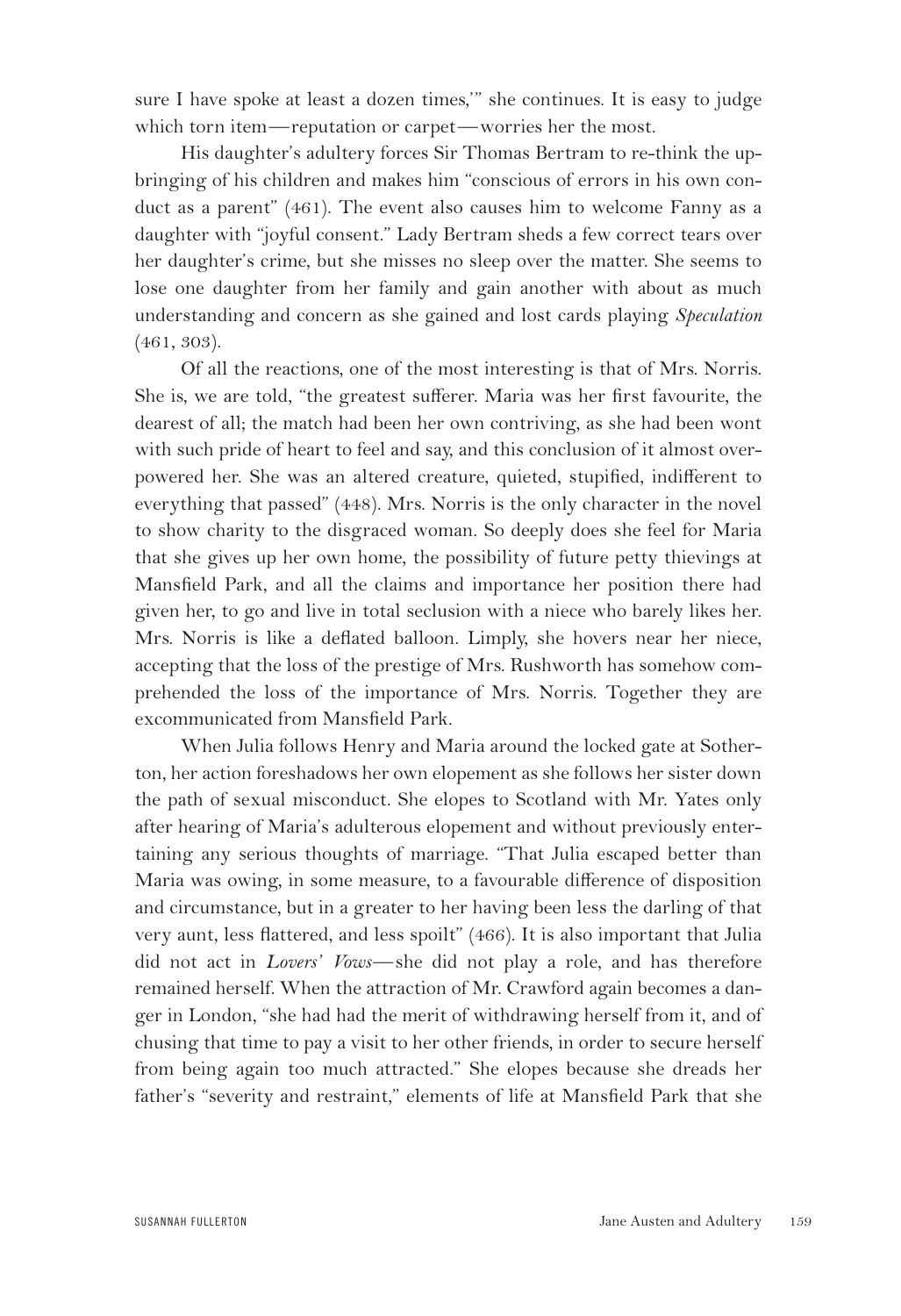sure I have spoke at least a dozen times,'" she continues. It is easy to judge which torn item—reputation or carpet—worries her the most.

His daughter's adultery forces Sir Thomas Bertram to re-think the upbringing of his children and makes him "conscious of errors in his own conduct as a parent" (461). The event also causes him to welcome Fanny as a daughter with "joyful consent." Lady Bertram sheds a few correct tears over her daughter's crime, but she misses no sleep over the matter. She seems to lose one daughter from her family and gain another with about as much understanding and concern as she gained and lost cards playing *Speculation* (461, 303).

Of all the reactions, one of the most interesting is that of Mrs. Norris. She is, we are told, "the greatest sufferer. Maria was her first favourite, the dearest of all; the match had been her own contriving, as she had been wont with such pride of heart to feel and say, and this conclusion of it almost overpowered her. She was an altered creature, quieted, stupified, indifferent to everything that passed" (448). Mrs. Norris is the only character in the novel to show charity to the disgraced woman. So deeply does she feel for Maria that she gives up her own home, the possibility of future petty thievings at Mansfield Park, and all the claims and importance her position there had given her, to go and live in total seclusion with a niece who barely likes her. Mrs. Norris is like a deflated balloon. Limply, she hovers near her niece, accepting that the loss of the prestige of Mrs. Rushworth has somehow comprehended the loss of the importance of Mrs. Norris. Together they are excommunicated from Mansfield Park.

When Julia follows Henry and Maria around the locked gate at Sotherton, her action foreshadows her own elopement as she follows her sister down the path of sexual misconduct. She elopes to Scotland with Mr. Yates only after hearing of Maria's adulterous elopement and without previously entertaining any serious thoughts of marriage. "That Julia escaped better than Maria was owing, in some measure, to a favourable difference of disposition and circumstance, but in a greater to her having been less the darling of that very aunt, less flattered, and less spoilt" (466). It is also important that Julia did not act in *Lovers' Vows*—she did not play a role, and has therefore remained herself. When the attraction of Mr. Crawford again becomes a danger in London, "she had had the merit of withdrawing herself from it, and of chusing that time to pay a visit to her other friends, in order to secure herself from being again too much attracted." She elopes because she dreads her father's "severity and restraint," elements of life at Mansfield Park that she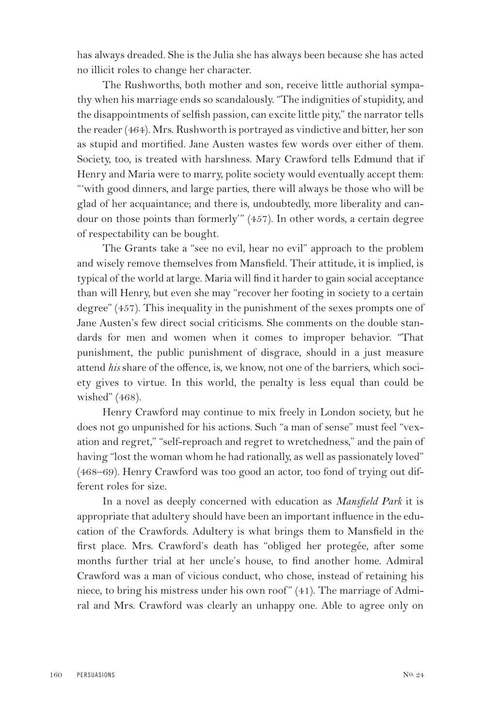has always dreaded. She is the Julia she has always been because she has acted no illicit roles to change her character.

The Rushworths, both mother and son, receive little authorial sympathy when his marriage ends so scandalously. "The indignities of stupidity, and the disappointments of selfish passion, can excite little pity," the narrator tells the reader (464). Mrs. Rushworth is portrayed as vindictive and bitter, her son as stupid and mortified. Jane Austen wastes few words over either of them. Society, too, is treated with harshness. Mary Crawford tells Edmund that if Henry and Maria were to marry, polite society would eventually accept them: "'with good dinners, and large parties, there will always be those who will be glad of her acquaintance; and there is, undoubtedly, more liberality and candour on those points than formerly'" (457). In other words, a certain degree of respectability can be bought.

The Grants take a "see no evil, hear no evil" approach to the problem and wisely remove themselves from Mansfield. Their attitude, it is implied, is typical of the world at large. Maria will find it harder to gain social acceptance than will Henry, but even she may "recover her footing in society to a certain degree" (457). This inequality in the punishment of the sexes prompts one of Jane Austen's few direct social criticisms. She comments on the double standards for men and women when it comes to improper behavior. "That punishment, the public punishment of disgrace, should in a just measure attend *his* share of the offence, is, we know, not one of the barriers, which society gives to virtue. In this world, the penalty is less equal than could be wished" (468).

Henry Crawford may continue to mix freely in London society, but he does not go unpunished for his actions. Such "a man of sense" must feel "vexation and regret," "self-reproach and regret to wretchedness," and the pain of having "lost the woman whom he had rationally, as well as passionately loved" (468–69). Henry Crawford was too good an actor, too fond of trying out different roles for size.

In a novel as deeply concerned with education as *Mansfield Park* it is appropriate that adultery should have been an important influence in the education of the Crawfords. Adultery is what brings them to Mansfield in the first place. Mrs. Crawford's death has "obliged her protegée, after some months further trial at her uncle's house, to find another home. Admiral Crawford was a man of vicious conduct, who chose, instead of retaining his niece, to bring his mistress under his own roof" (41). The marriage of Admiral and Mrs. Crawford was clearly an unhappy one. Able to agree only on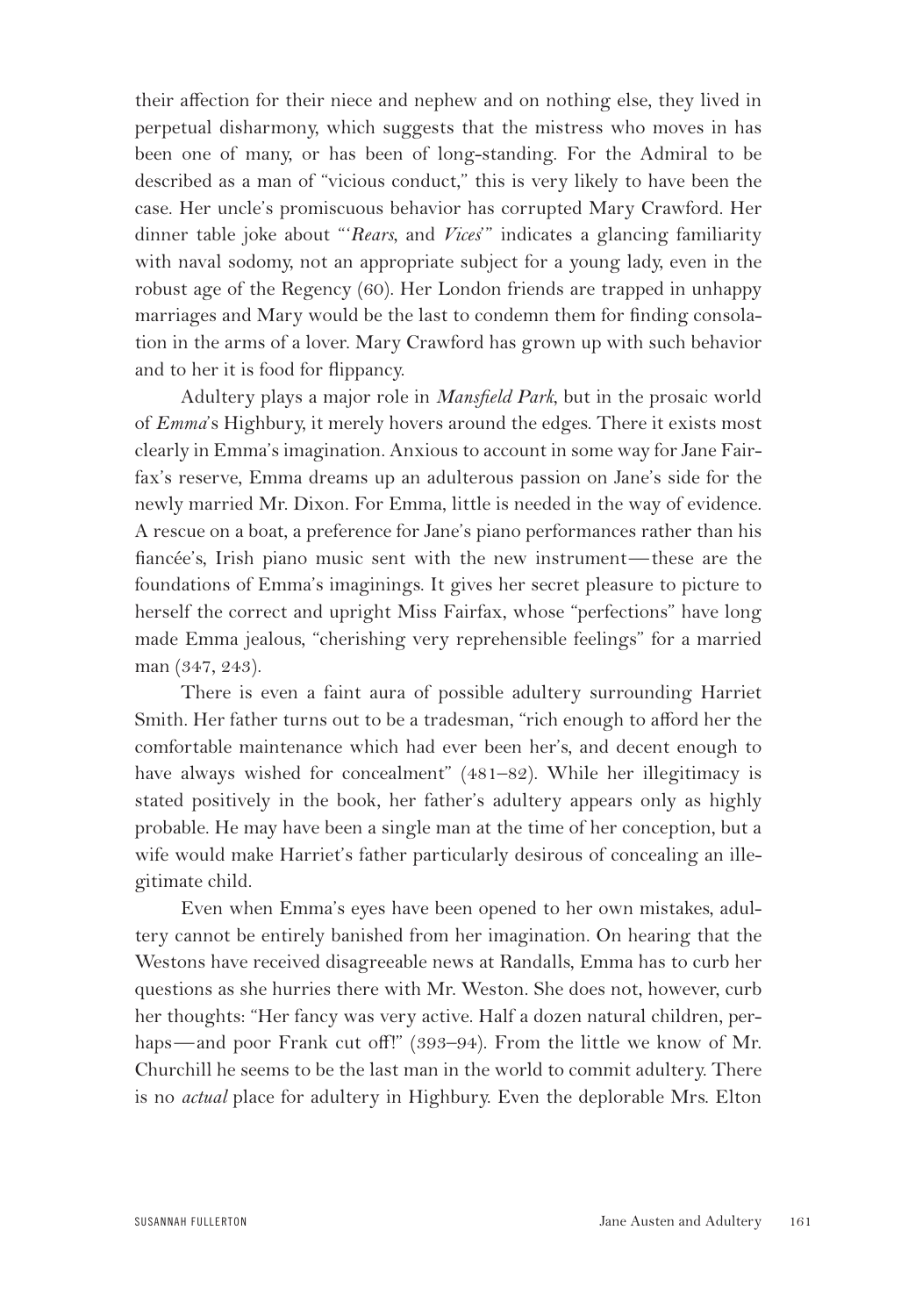their affection for their niece and nephew and on nothing else, they lived in perpetual disharmony, which suggests that the mistress who moves in has been one of many, or has been of long-standing. For the Admiral to be described as a man of "vicious conduct," this is very likely to have been the case. Her uncle's promiscuous behavior has corrupted Mary Crawford. Her dinner table joke about "'*Rears*, and *Vices*'" indicates a glancing familiarity with naval sodomy, not an appropriate subject for a young lady, even in the robust age of the Regency (60). Her London friends are trapped in unhappy marriages and Mary would be the last to condemn them for finding consolation in the arms of a lover. Mary Crawford has grown up with such behavior and to her it is food for flippancy.

Adultery plays a major role in *Mansfield Park*, but in the prosaic world of *Emma*'s Highbury, it merely hovers around the edges. There it exists most clearly in Emma's imagination. Anxious to account in some way for Jane Fairfax's reserve, Emma dreams up an adulterous passion on Jane's side for the newly married Mr. Dixon. For Emma, little is needed in the way of evidence. A rescue on a boat, a preference for Jane's piano performances rather than his fiancée's, Irish piano music sent with the new instrument—these are the foundations of Emma's imaginings. It gives her secret pleasure to picture to herself the correct and upright Miss Fairfax, whose "perfections" have long made Emma jealous, "cherishing very reprehensible feelings" for a married man (347, 243).

There is even a faint aura of possible adultery surrounding Harriet Smith. Her father turns out to be a tradesman, "rich enough to afford her the comfortable maintenance which had ever been her's, and decent enough to have always wished for concealment" (481–82). While her illegitimacy is stated positively in the book, her father's adultery appears only as highly probable. He may have been a single man at the time of her conception, but a wife would make Harriet's father particularly desirous of concealing an illegitimate child.

Even when Emma's eyes have been opened to her own mistakes, adultery cannot be entirely banished from her imagination. On hearing that the Westons have received disagreeable news at Randalls, Emma has to curb her questions as she hurries there with Mr. Weston. She does not, however, curb her thoughts: "Her fancy was very active. Half a dozen natural children, perhaps—and poor Frank cut off!" (393–94). From the little we know of Mr. Churchill he seems to be the last man in the world to commit adultery. There is no *actual* place for adultery in Highbury. Even the deplorable Mrs. Elton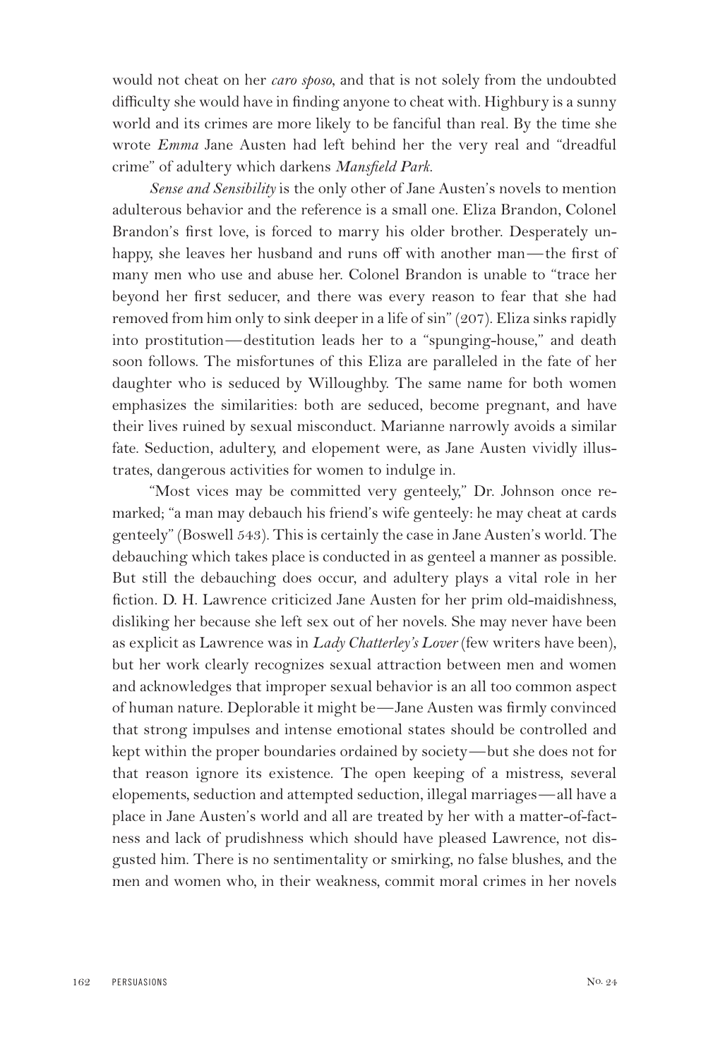would not cheat on her *caro sposo*, and that is not solely from the undoubted difficulty she would have in finding anyone to cheat with. Highbury is a sunny world and its crimes are more likely to be fanciful than real. By the time she wrote *Emma* Jane Austen had left behind her the very real and "dreadful crime" of adultery which darkens *Mansfield Park.*

*Sense and Sensibility* is the only other of Jane Austen's novels to mention adulterous behavior and the reference is a small one. Eliza Brandon, Colonel Brandon's first love, is forced to marry his older brother. Desperately unhappy, she leaves her husband and runs off with another man—the first of many men who use and abuse her. Colonel Brandon is unable to "trace her beyond her first seducer, and there was every reason to fear that she had removed from him only to sink deeper in a life of sin" (207). Eliza sinks rapidly into prostitution—destitution leads her to a "spunging-house," and death soon follows. The misfortunes of this Eliza are paralleled in the fate of her daughter who is seduced by Willoughby. The same name for both women emphasizes the similarities: both are seduced, become pregnant, and have their lives ruined by sexual misconduct. Marianne narrowly avoids a similar fate. Seduction, adultery, and elopement were, as Jane Austen vividly illustrates, dangerous activities for women to indulge in.

"Most vices may be committed very genteely," Dr. Johnson once remarked; "a man may debauch his friend's wife genteely: he may cheat at cards genteely" (Boswell 543). This is certainly the case in Jane Austen's world. The debauching which takes place is conducted in as genteel a manner as possible. But still the debauching does occur, and adultery plays a vital role in her fiction. D. H. Lawrence criticized Jane Austen for her prim old-maidishness, disliking her because she left sex out of her novels. She may never have been as explicit as Lawrence was in *Lady Chatterley's Lover* (few writers have been), but her work clearly recognizes sexual attraction between men and women and acknowledges that improper sexual behavior is an all too common aspect of human nature. Deplorable it might be—Jane Austen was firmly convinced that strong impulses and intense emotional states should be controlled and kept within the proper boundaries ordained by society—but she does not for that reason ignore its existence. The open keeping of a mistress, several elopements, seduction and attempted seduction, illegal marriages—all have a place in Jane Austen's world and all are treated by her with a matter-of-factness and lack of prudishness which should have pleased Lawrence, not disgusted him. There is no sentimentality or smirking, no false blushes, and the men and women who, in their weakness, commit moral crimes in her novels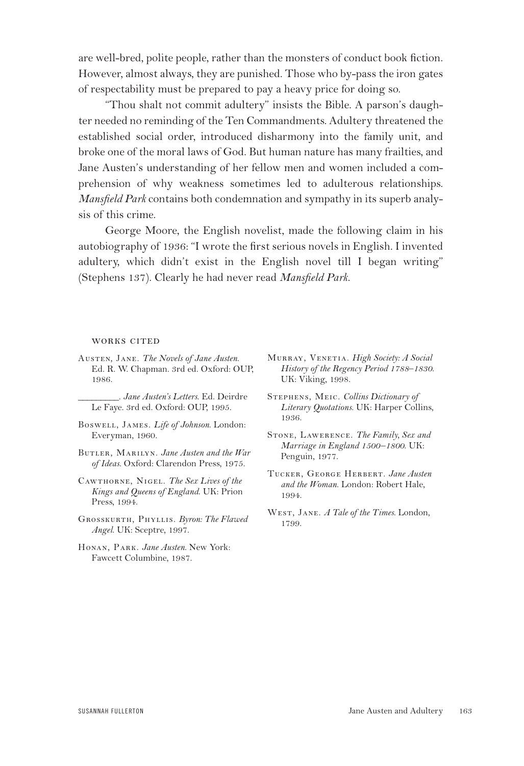are well-bred, polite people, rather than the monsters of conduct book fiction. However, almost always, they are punished. Those who by-pass the iron gates of respectability must be prepared to pay a heavy price for doing so.

"Thou shalt not commit adultery" insists the Bible. A parson's daughter needed no reminding of the Ten Commandments. Adultery threatened the established social order, introduced disharmony into the family unit, and broke one of the moral laws of God. But human nature has many frailties, and Jane Austen's understanding of her fellow men and women included a comprehension of why weakness sometimes led to adulterous relationships. *Mansfield Park* contains both condemnation and sympathy in its superb analysis of this crime.

George Moore, the English novelist, made the following claim in his autobiography of 1936: "I wrote the first serious novels in English. I invented adultery, which didn't exist in the English novel till I began writing" (Stephens 137). Clearly he had never read *Mansfield Park*.

### WORKS CITED

Austen, Jane. *The Novels of Jane Austen*. Ed. R. W. Chapman. 3rd ed. Oxford: OUP, 1986.

________. *Jane Austen's Letters*. Ed. Deirdre Le Faye. 3rd ed. Oxford: OUP, 1995.

Boswell, James. *Life of Johnson*. London: Everyman, 1960.

Butler, Marilyn. *Jane Austen and the War of Ideas*. Oxford: Clarendon Press, 1975.

Cawthorne, Nigel. *The Sex Lives of the Kings and Queens of England*. UK: Prion Press, 1994.

Grosskurth, Phyllis. *Byron: The Flawed Angel*. UK: Sceptre, 1997.

Honan, Park. *Jane Austen*. New York: Fawcett Columbine, 1987.

Murray, Venetia. *High Society: A Social History of the Regency Period 1788–1830*. UK: Viking, 1998.

Stephens, Meic. *Collins Dictionary of Literary Quotations*. UK: Harper Collins, 1936.

Stone, Lawerence. *The Family, Sex and Marriage in England 1500–1800*. UK: Penguin, 1977.

Tucker, George Herbert. *Jane Austen and the Woman*. London: Robert Hale, 1994.

West, Jane. *A Tale of the Times*. London, 1799.